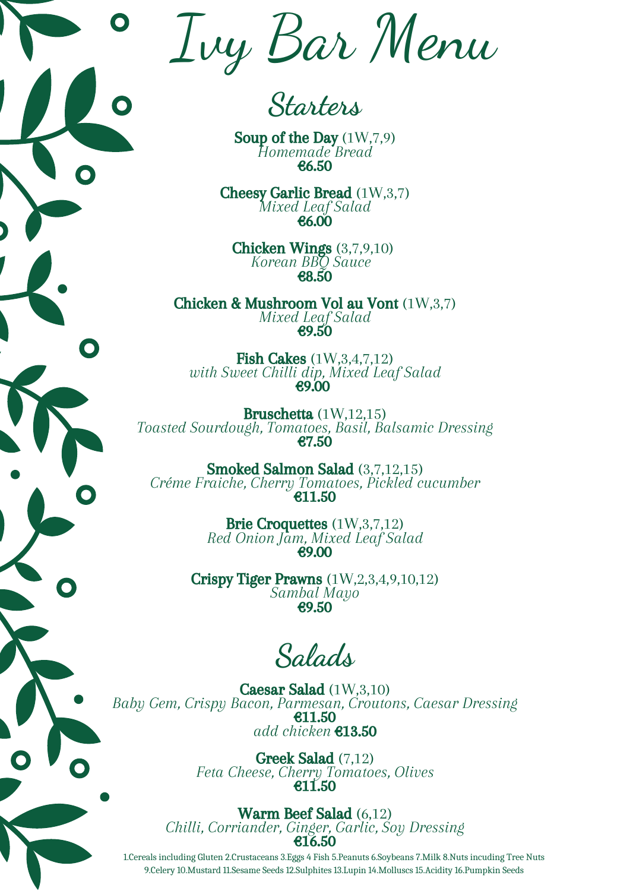# Ivy Bar Menu

## Starters

**Soup of the Day** (1W,7,9)
*Homemade Bread*
**€6.50**

**Cheesy Garlic Bread** (1W,3,7)
*Mixed Leaf Salad*
**€6.00**

**Chicken Wings** (3,7,9,10)
*Korean BBQ Sauce*
**€8.50**

**Chicken & Mushroom Vol au Vont** (1W,3,7)
*Mixed Leaf Salad*
**€9.50**

**Fish Cakes** (1W,3,4,7,12)
*with Sweet Chilli dip, Mixed Leaf Salad*
**€9.00**

**Bruschetta** (1W,12,15)
*Toasted Sourdough, Tomatoes, Basil, Balsamic Dressing*
**€7.50**

**Smoked Salmon Salad** (3,7,12,15)
*Créme Fraiche, Cherry Tomatoes, Pickled cucumber*
**€11.50**

**Brie Croquettes** (1W,3,7,12)
*Red Onion Jam, Mixed Leaf Salad*
**€9.00**

**Crispy Tiger Prawns** (1W,2,3,4,9,10,12)
*Sambal Mayo*
**€9.50**

## Salads

**Caesar Salad** (1W,3,10)
*Baby Gem, Crispy Bacon, Parmesan, Croutons, Caesar Dressing*
**€11.50**
*add chicken* **€13.50**

**Greek Salad** (7,12)
*Feta Cheese, Cherry Tomatoes, Olives*
**€11.50**

**Warm Beef Salad** (6,12)
*Chilli, Corriander, Ginger, Garlic, Soy Dressing*
**€16.50**

1.Cereals including Gluten 2.Crustaceans 3.Eggs 4 Fish 5.Peanuts 6.Soybeans 7.Milk 8.Nuts incuding Tree Nuts 9.Celery 10.Mustard 11.Sesame Seeds 12.Sulphites 13.Lupin 14.Molluscs 15.Acidity 16.Pumpkin Seeds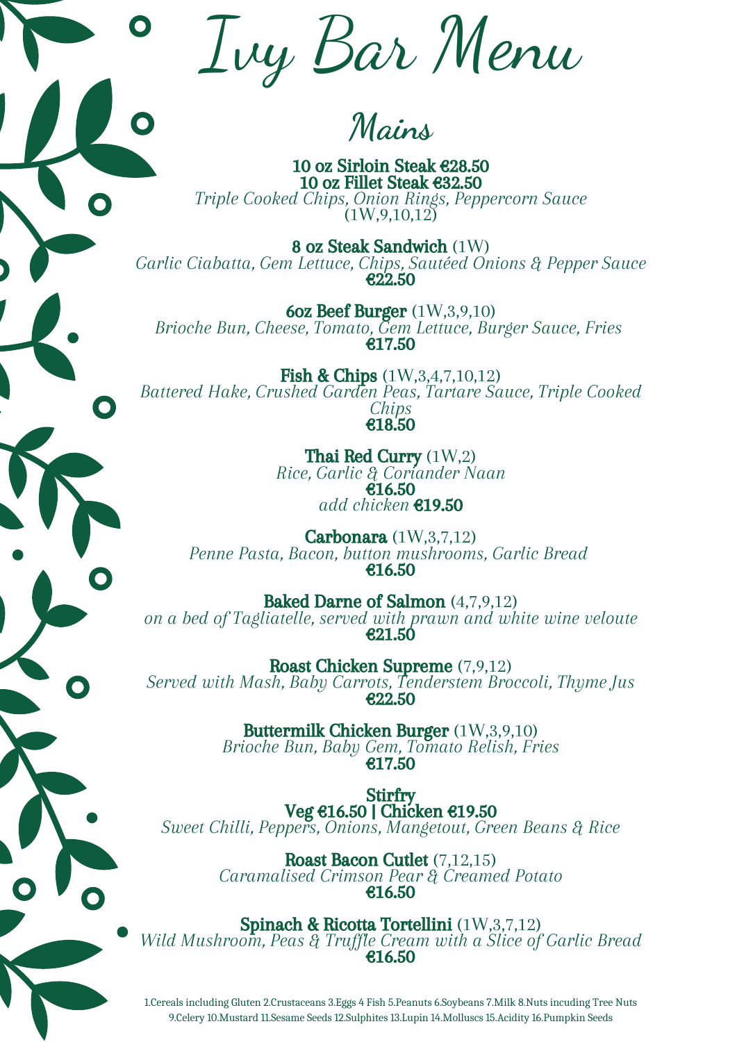# Ivy Bar Menu

## Mains

**10 oz Sirloin Steak €28.50**
**10 oz Fillet Steak €32.50**
*Triple Cooked Chips, Onion Rings, Peppercorn Sauce*
(1W,9,10,12)

**8 oz Steak Sandwich** (1W)
*Garlic Ciabatta, Gem Lettuce, Chips, Sautéed Onions & Pepper Sauce*
**€22.50**

**6oz Beef Burger** (1W,3,9,10)
*Brioche Bun, Cheese, Tomato, Gem Lettuce, Burger Sauce, Fries*
**€17.50**

**Fish & Chips** (1W,3,4,7,10,12)
*Battered Hake, Crushed Garden Peas, Tartare Sauce, Triple Cooked Chips*
**€18.50**

**Thai Red Curry** (1W,2)
*Rice, Garlic & Coriander Naan*
**€16.50**
*add chicken* **€19.50**

**Carbonara** (1W,3,7,12)
*Penne Pasta, Bacon, button mushrooms, Garlic Bread*
**€16.50**

**Baked Darne of Salmon** (4,7,9,12)
*on a bed of Tagliatelle, served with prawn and white wine veloute*
**€21.50**

**Roast Chicken Supreme** (7,9,12)
*Served with Mash, Baby Carrots, Tenderstem Broccoli, Thyme Jus*
**€22.50**

**Buttermilk Chicken Burger** (1W,3,9,10)
*Brioche Bun, Baby Gem, Tomato Relish, Fries*
**€17.50**

**Stirfry**
**Veg €16.50 | Chicken €19.50**
*Sweet Chilli, Peppers, Onions, Mangetout, Green Beans & Rice*

**Roast Bacon Cutlet** (7,12,15)
*Caramalised Crimson Pear & Creamed Potato*
**€16.50**

**Spinach & Ricotta Tortellini** (1W,3,7,12)
*Wild Mushroom, Peas & Truffle Cream with a Slice of Garlic Bread*
**€16.50**

1.Cereals including Gluten 2.Crustaceans 3.Eggs 4 Fish 5.Peanuts 6.Soybeans 7.Milk 8.Nuts incuding Tree Nuts 9.Celery 10.Mustard 11.Sesame Seeds 12.Sulphites 13.Lupin 14.Molluscs 15.Acidity 16.Pumpkin Seeds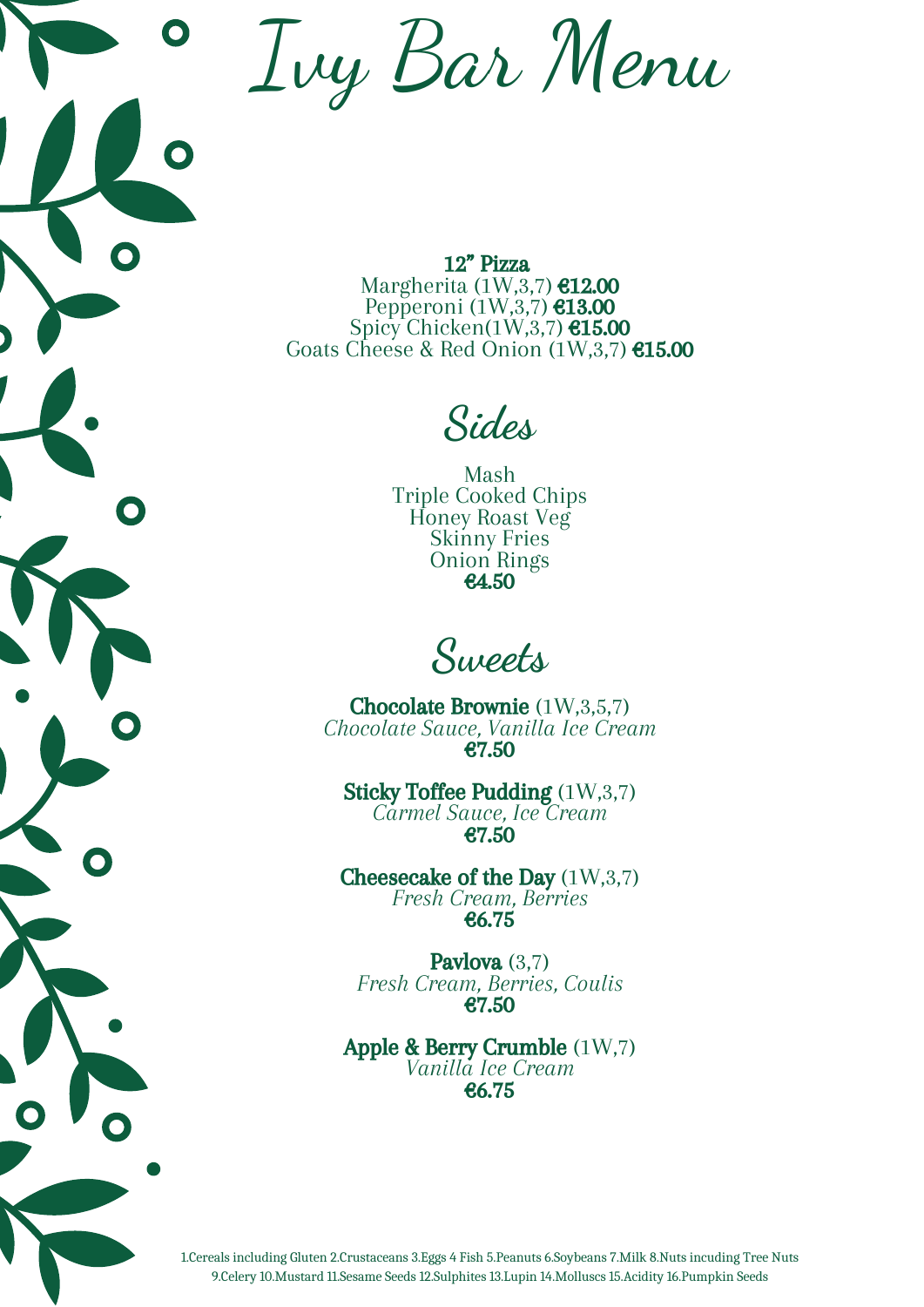# Ivy Bar Menu

**12" Pizza**
Margherita (1W,3,7) **€12.00**
Pepperoni (1W,3,7) **€13.00**
Spicy Chicken(1W,3,7) **€15.00**
Goats Cheese & Red Onion (1W,3,7) **€15.00**

## Sides

Mash
Triple Cooked Chips
Honey Roast Veg
Skinny Fries
Onion Rings
**€4.50**

## Sweets

**Chocolate Brownie** (1W,3,5,7)
*Chocolate Sauce, Vanilla Ice Cream*
**€7.50**

**Sticky Toffee Pudding** (1W,3,7)
*Carmel Sauce, Ice Cream*
**€7.50**

**Cheesecake of the Day** (1W,3,7)
*Fresh Cream, Berries*
**€6.75**

**Pavlova** (3,7)
*Fresh Cream, Berries, Coulis*
**€7.50**

**Apple & Berry Crumble** (1W,7)
*Vanilla Ice Cream*
**€6.75**

1.Cereals including Gluten 2.Crustaceans 3.Eggs 4 Fish 5.Peanuts 6.Soybeans 7.Milk 8.Nuts incuding Tree Nuts 9.Celery 10.Mustard 11.Sesame Seeds 12.Sulphites 13.Lupin 14.Molluscs 15.Acidity 16.Pumpkin Seeds